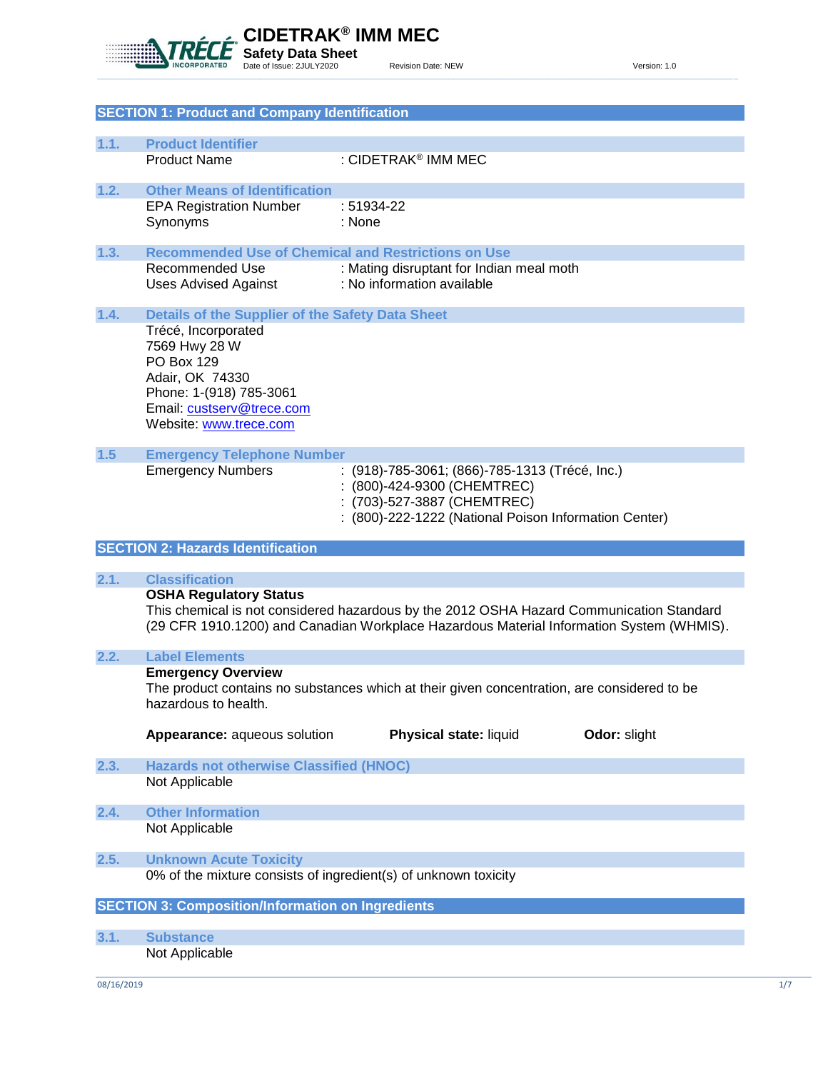# CIDETRAK® IMM MEC

**Safety Data Sheet**

Date of Issue: 2JULY2020 Revision Date: NEW Version: 1.0

## SECTION 1: Product and Company Identification

### 1.1. Product Identifier

| | |
|---|---|
| Product Name | : CIDETRAK® IMM MEC |

### 1.2. Other Means of Identification

| | |
|---|---|
| EPA Registration Number | : 51934-22 |
| Synonyms | : None |

### 1.3. Recommended Use of Chemical and Restrictions on Use

| | |
|---|---|
| Recommended Use | : Mating disruptant for Indian meal moth |
| Uses Advised Against | : No information available |

### 1.4. Details of the Supplier of the Safety Data Sheet

Trécé, Incorporated
7569 Hwy 28 W
PO Box 129
Adair, OK 74330
Phone: 1-(918) 785-3061
Email: custserv@trece.com
Website: www.trece.com

### 1.5 Emergency Telephone Number

| | |
|---|---|
| Emergency Numbers | : (918)-785-3061; (866)-785-1313 (Trécé, Inc.) |
| | : (800)-424-9300 (CHEMTREC) |
| | : (703)-527-3887 (CHEMTREC) |
| | : (800)-222-1222 (National Poison Information Center) |

## SECTION 2: Hazards Identification

### 2.1. Classification

**OSHA Regulatory Status**

This chemical is not considered hazardous by the 2012 OSHA Hazard Communication Standard (29 CFR 1910.1200) and Canadian Workplace Hazardous Material Information System (WHMIS).

### 2.2. Label Elements

**Emergency Overview**

The product contains no substances which at their given concentration, are considered to be hazardous to health.

**Appearance:** aqueous solution **Physical state:** liquid **Odor:** slight

### 2.3. Hazards not otherwise Classified (HNOC)

Not Applicable

### 2.4. Other Information

Not Applicable

### 2.5. Unknown Acute Toxicity

0% of the mixture consists of ingredient(s) of unknown toxicity

## SECTION 3: Composition/Information on Ingredients

### 3.1. Substance

Not Applicable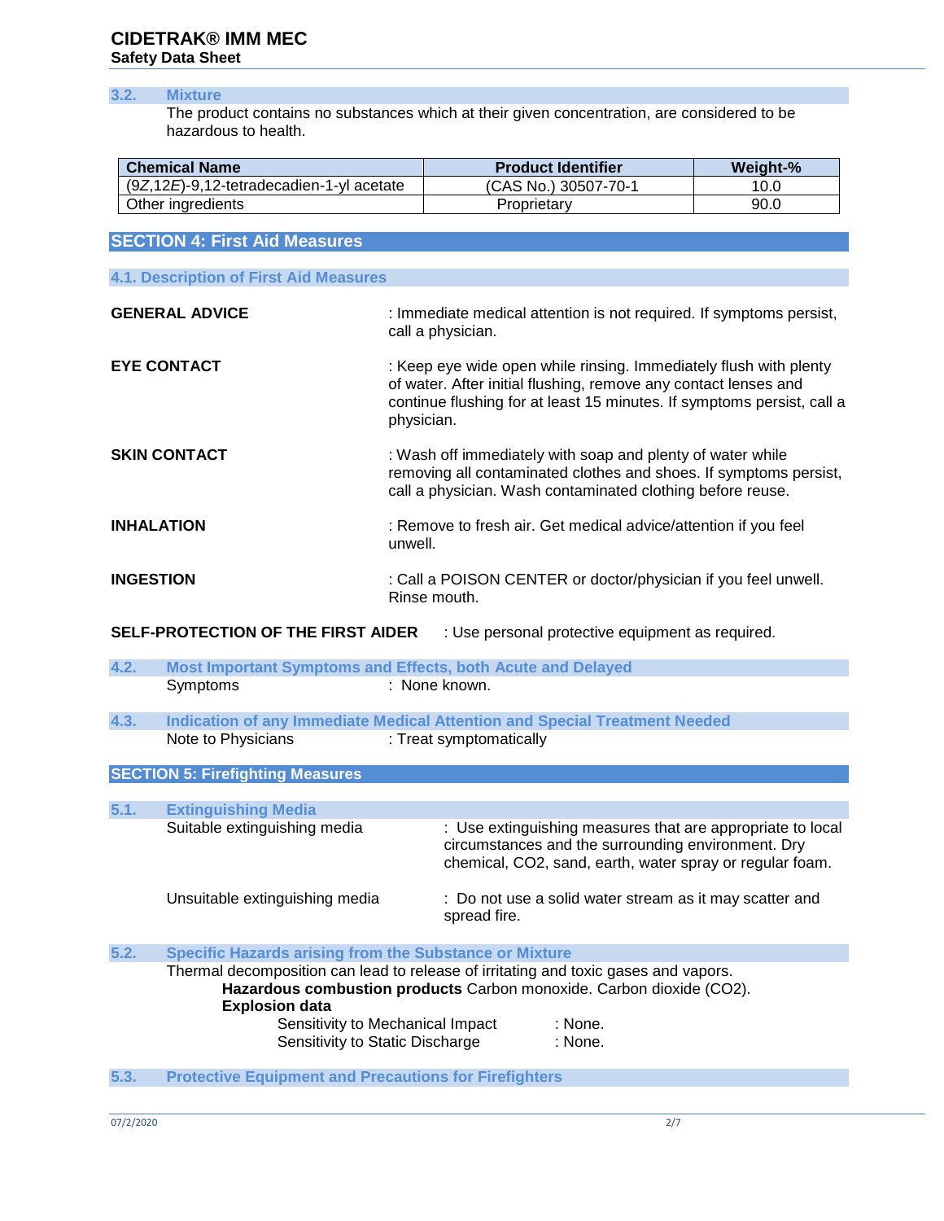### 3.2. Mixture

The product contains no substances which at their given concentration, are considered to be hazardous to health.

| Chemical Name | Product Identifier | Weight-% |
|---|---|---|
| (9*Z*,12*E*)-9,12-tetradecadien-1-yl acetate | (CAS No.) 30507-70-1 | 10.0 |
| Other ingredients | Proprietary | 90.0 |

## SECTION 4: First Aid Measures

### 4.1. Description of First Aid Measures

**GENERAL ADVICE** : Immediate medical attention is not required. If symptoms persist, call a physician.

**EYE CONTACT** : Keep eye wide open while rinsing. Immediately flush with plenty of water. After initial flushing, remove any contact lenses and continue flushing for at least 15 minutes. If symptoms persist, call a physician.

**SKIN CONTACT** : Wash off immediately with soap and plenty of water while removing all contaminated clothes and shoes. If symptoms persist, call a physician. Wash contaminated clothing before reuse.

**INHALATION** : Remove to fresh air. Get medical advice/attention if you feel unwell.

**INGESTION** : Call a POISON CENTER or doctor/physician if you feel unwell. Rinse mouth.

**SELF-PROTECTION OF THE FIRST AIDER** : Use personal protective equipment as required.

### 4.2. Most Important Symptoms and Effects, both Acute and Delayed

Symptoms : None known.

### 4.3. Indication of any Immediate Medical Attention and Special Treatment Needed

Note to Physicians : Treat symptomatically

## SECTION 5: Firefighting Measures

### 5.1. Extinguishing Media

Suitable extinguishing media : Use extinguishing measures that are appropriate to local circumstances and the surrounding environment. Dry chemical, $CO_2$, sand, earth, water spray or regular foam.

Unsuitable extinguishing media : Do not use a solid water stream as it may scatter and spread fire.

### 5.2. Specific Hazards arising from the Substance or Mixture

Thermal decomposition can lead to release of irritating and toxic gases and vapors.

**Hazardous combustion products** Carbon monoxide. Carbon dioxide ($CO_2$).

**Explosion data**

Sensitivity to Mechanical Impact : None.

Sensitivity to Static Discharge : None.

### 5.3. Protective Equipment and Precautions for Firefighters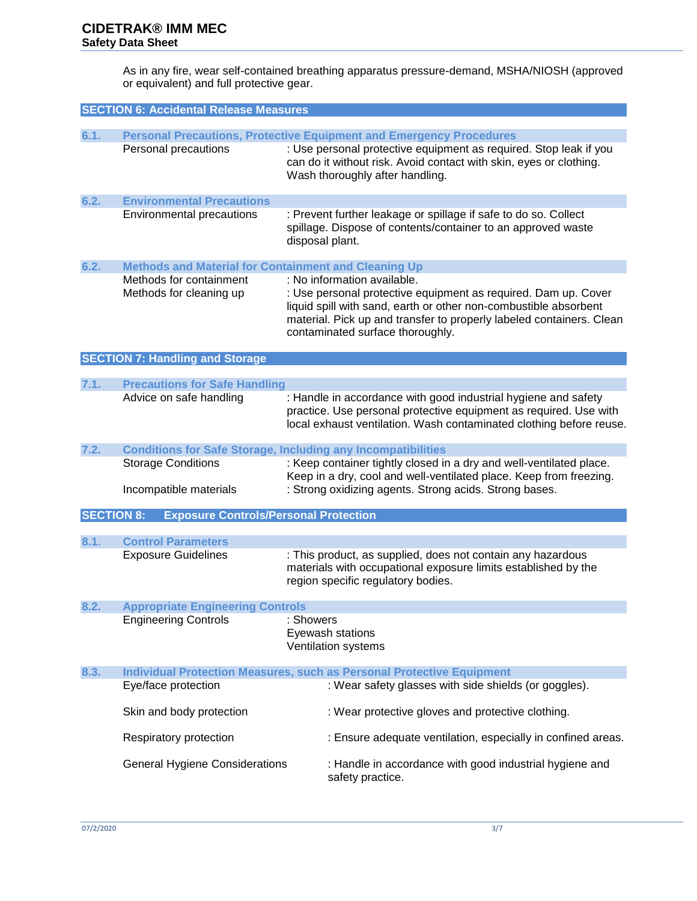As in any fire, wear self-contained breathing apparatus pressure-demand, MSHA/NIOSH (approved or equivalent) and full protective gear.

## SECTION 6: Accidental Release Measures

### 6.1. Personal Precautions, Protective Equipment and Emergency Procedures

| | |
|---|---|
| Personal precautions | : Use personal protective equipment as required. Stop leak if you can do it without risk. Avoid contact with skin, eyes or clothing. Wash thoroughly after handling. |

### 6.2. Environmental Precautions

| | |
|---|---|
| Environmental precautions | : Prevent further leakage or spillage if safe to do so. Collect spillage. Dispose of contents/container to an approved waste disposal plant. |

### 6.2. Methods and Material for Containment and Cleaning Up

| | |
|---|---|
| Methods for containment | : No information available. |
| Methods for cleaning up | : Use personal protective equipment as required. Dam up. Cover liquid spill with sand, earth or other non-combustible absorbent material. Pick up and transfer to properly labeled containers. Clean contaminated surface thoroughly. |

## SECTION 7: Handling and Storage

### 7.1. Precautions for Safe Handling

| | |
|---|---|
| Advice on safe handling | : Handle in accordance with good industrial hygiene and safety practice. Use personal protective equipment as required. Use with local exhaust ventilation. Wash contaminated clothing before reuse. |

### 7.2. Conditions for Safe Storage, Including any Incompatibilities

| | |
|---|---|
| Storage Conditions | : Keep container tightly closed in a dry and well-ventilated place. Keep in a dry, cool and well-ventilated place. Keep from freezing. |
| Incompatible materials | : Strong oxidizing agents. Strong acids. Strong bases. |

## SECTION 8: Exposure Controls/Personal Protection

### 8.1. Control Parameters

| | |
|---|---|
| Exposure Guidelines | : This product, as supplied, does not contain any hazardous materials with occupational exposure limits established by the region specific regulatory bodies. |

### 8.2. Appropriate Engineering Controls

| | |
|---|---|
| Engineering Controls | : Showers<br>Eyewash stations<br>Ventilation systems |

### 8.3. Individual Protection Measures, such as Personal Protective Equipment

| | |
|---|---|
| Eye/face protection | : Wear safety glasses with side shields (or goggles). |
| Skin and body protection | : Wear protective gloves and protective clothing. |
| Respiratory protection | : Ensure adequate ventilation, especially in confined areas. |
| General Hygiene Considerations | : Handle in accordance with good industrial hygiene and safety practice. |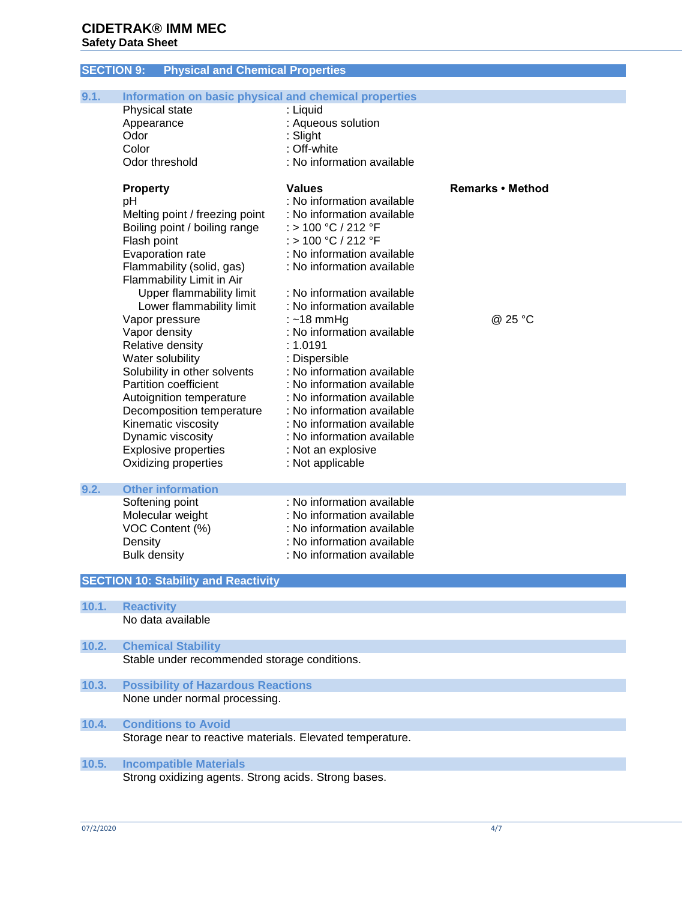## SECTION 9: Physical and Chemical Properties

### 9.1. Information on basic physical and chemical properties

| | |
|---|---|
| Physical state | : Liquid |
| Appearance | : Aqueous solution |
| Odor | : Slight |
| Color | : Off-white |
| Odor threshold | : No information available |

| **Property** | **Values** | **Remarks • Method** |
|---|---|---|
| pH | : No information available | |
| Melting point / freezing point | : No information available | |
| Boiling point / boiling range | : > 100 °C / 212 °F | |
| Flash point | : > 100 °C / 212 °F | |
| Evaporation rate | : No information available | |
| Flammability (solid, gas) | : No information available | |
| Flammability Limit in Air | | |
| Upper flammability limit | : No information available | |
| Lower flammability limit | : No information available | |
| Vapor pressure | : ~18 mmHg | @ 25 °C |
| Vapor density | : No information available | |
| Relative density | : 1.0191 | |
| Water solubility | : Dispersible | |
| Solubility in other solvents | : No information available | |
| Partition coefficient | : No information available | |
| Autoignition temperature | : No information available | |
| Decomposition temperature | : No information available | |
| Kinematic viscosity | : No information available | |
| Dynamic viscosity | : No information available | |
| Explosive properties | : Not an explosive | |
| Oxidizing properties | : Not applicable | |

### 9.2. Other information

| | |
|---|---|
| Softening point | : No information available |
| Molecular weight | : No information available |
| VOC Content (%) | : No information available |
| Density | : No information available |
| Bulk density | : No information available |

## SECTION 10: Stability and Reactivity

### 10.1. Reactivity

No data available

### 10.2. Chemical Stability

Stable under recommended storage conditions.

### 10.3. Possibility of Hazardous Reactions

None under normal processing.

### 10.4. Conditions to Avoid

Storage near to reactive materials. Elevated temperature.

### 10.5. Incompatible Materials

Strong oxidizing agents. Strong acids. Strong bases.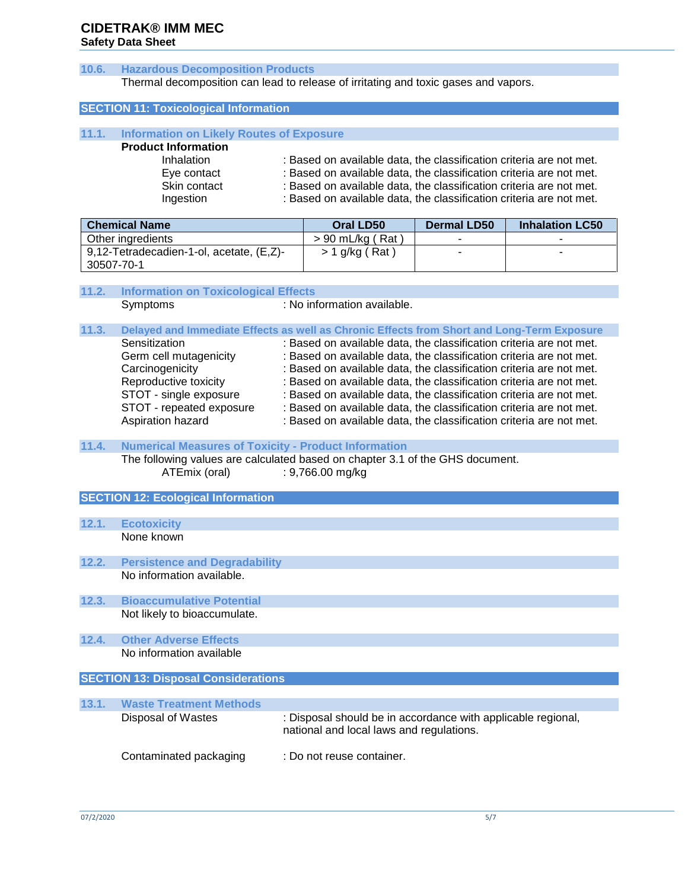### 10.6. Hazardous Decomposition Products

Thermal decomposition can lead to release of irritating and toxic gases and vapors.

## SECTION 11: Toxicological Information

### 11.1. Information on Likely Routes of Exposure

**Product Information**

- Inhalation : Based on available data, the classification criteria are not met.
- Eye contact : Based on available data, the classification criteria are not met.
- Skin contact : Based on available data, the classification criteria are not met.
- Ingestion : Based on available data, the classification criteria are not met.

| Chemical Name | Oral LD50 | Dermal LD50 | Inhalation LC50 |
|---|---|---|---|
| Other ingredients | > 90 mL/kg ( Rat ) | - | - |
| 9,12-Tetradecadien-1-ol, acetate, (E,Z)- 30507-70-1 | > 1 g/kg ( Rat ) | - | - |

### 11.2. Information on Toxicological Effects

Symptoms : No information available.

### 11.3. Delayed and Immediate Effects as well as Chronic Effects from Short and Long-Term Exposure

- Sensitization : Based on available data, the classification criteria are not met.
- Germ cell mutagenicity : Based on available data, the classification criteria are not met.
- Carcinogenicity : Based on available data, the classification criteria are not met.
- Reproductive toxicity : Based on available data, the classification criteria are not met.
- STOT - single exposure : Based on available data, the classification criteria are not met.
- STOT - repeated exposure : Based on available data, the classification criteria are not met.
- Aspiration hazard : Based on available data, the classification criteria are not met.

### 11.4. Numerical Measures of Toxicity - Product Information

The following values are calculated based on chapter 3.1 of the GHS document.

ATEmix (oral) : 9,766.00 mg/kg

## SECTION 12: Ecological Information

### 12.1. Ecotoxicity

None known

### 12.2. Persistence and Degradability

No information available.

### 12.3. Bioaccumulative Potential

Not likely to bioaccumulate.

### 12.4. Other Adverse Effects

No information available

## SECTION 13: Disposal Considerations

### 13.1. Waste Treatment Methods

Disposal of Wastes : Disposal should be in accordance with applicable regional, national and local laws and regulations.

Contaminated packaging : Do not reuse container.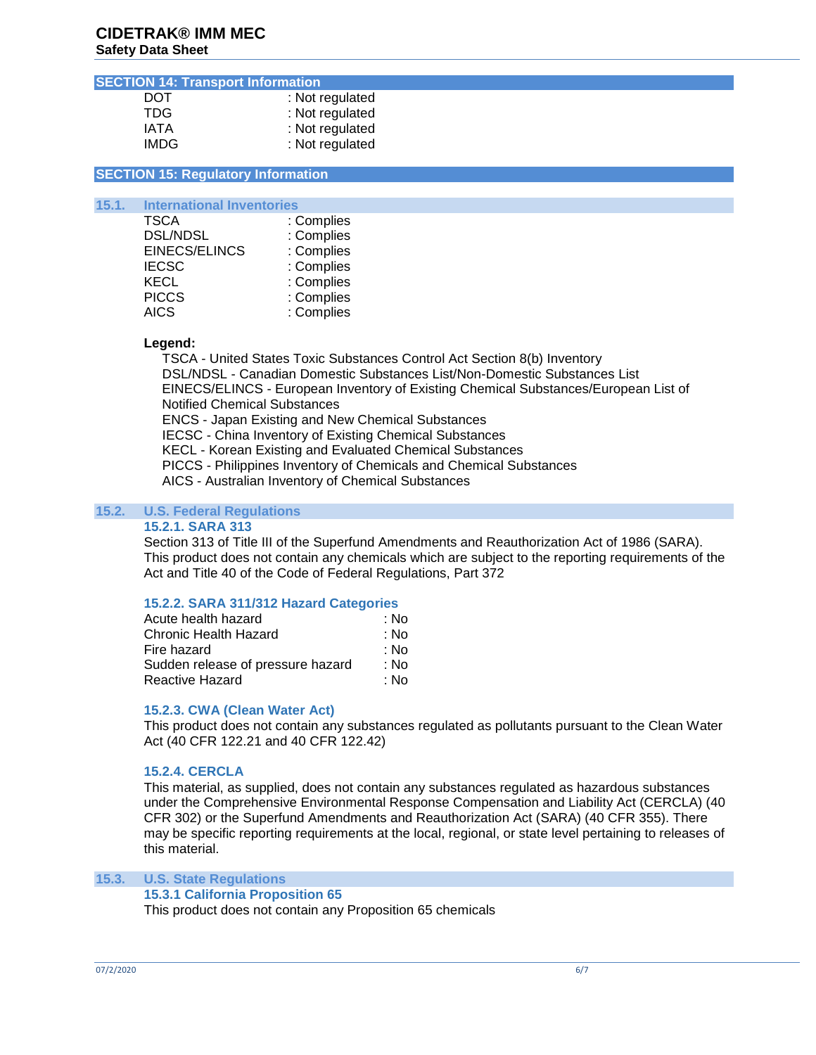## SECTION 14: Transport Information

| | |
|---|---|
| DOT | : Not regulated |
| TDG | : Not regulated |
| IATA | : Not regulated |
| IMDG | : Not regulated |

## SECTION 15: Regulatory Information

### 15.1. International Inventories

| | |
|---|---|
| TSCA | : Complies |
| DSL/NDSL | : Complies |
| EINECS/ELINCS | : Complies |
| IECSC | : Complies |
| KECL | : Complies |
| PICCS | : Complies |
| AICS | : Complies |

**Legend:**

TSCA - United States Toxic Substances Control Act Section 8(b) Inventory
DSL/NDSL - Canadian Domestic Substances List/Non-Domestic Substances List
EINECS/ELINCS - European Inventory of Existing Chemical Substances/European List of Notified Chemical Substances
ENCS - Japan Existing and New Chemical Substances
IECSC - China Inventory of Existing Chemical Substances
KECL - Korean Existing and Evaluated Chemical Substances
PICCS - Philippines Inventory of Chemicals and Chemical Substances
AICS - Australian Inventory of Chemical Substances

### 15.2. U.S. Federal Regulations

#### 15.2.1. SARA 313

Section 313 of Title III of the Superfund Amendments and Reauthorization Act of 1986 (SARA). This product does not contain any chemicals which are subject to the reporting requirements of the Act and Title 40 of the Code of Federal Regulations, Part 372

#### 15.2.2. SARA 311/312 Hazard Categories

| | |
|---|---|
| Acute health hazard | : No |
| Chronic Health Hazard | : No |
| Fire hazard | : No |
| Sudden release of pressure hazard | : No |
| Reactive Hazard | : No |

#### 15.2.3. CWA (Clean Water Act)

This product does not contain any substances regulated as pollutants pursuant to the Clean Water Act (40 CFR 122.21 and 40 CFR 122.42)

#### 15.2.4. CERCLA

This material, as supplied, does not contain any substances regulated as hazardous substances under the Comprehensive Environmental Response Compensation and Liability Act (CERCLA) (40 CFR 302) or the Superfund Amendments and Reauthorization Act (SARA) (40 CFR 355). There may be specific reporting requirements at the local, regional, or state level pertaining to releases of this material.

### 15.3. U.S. State Regulations

#### 15.3.1 California Proposition 65

This product does not contain any Proposition 65 chemicals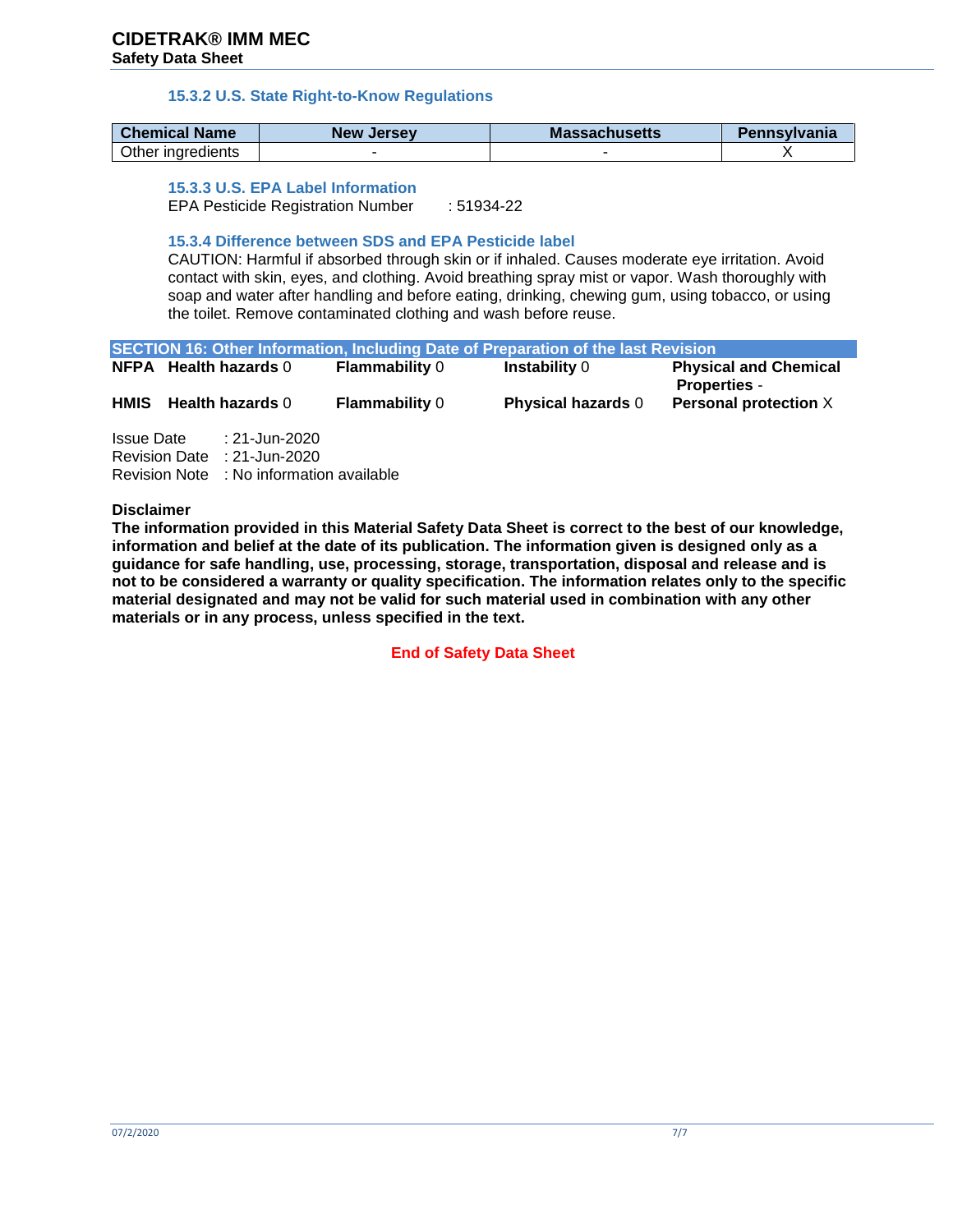#### 15.3.2 U.S. State Right-to-Know Regulations

| Chemical Name | New Jersey | Massachusetts | Pennsylvania |
|---|---|---|---|
| Other ingredients | - | - | X |

#### 15.3.3 U.S. EPA Label Information

EPA Pesticide Registration Number : 51934-22

#### 15.3.4 Difference between SDS and EPA Pesticide label

CAUTION: Harmful if absorbed through skin or if inhaled. Causes moderate eye irritation. Avoid contact with skin, eyes, and clothing. Avoid breathing spray mist or vapor. Wash thoroughly with soap and water after handling and before eating, drinking, chewing gum, using tobacco, or using the toilet. Remove contaminated clothing and wash before reuse.

## SECTION 16: Other Information, Including Date of Preparation of the last Revision

| | | | | |
|---|---|---|---|---|
| **NFPA** | **Health hazards** 0 | **Flammability** 0 | **Instability** 0 | **Physical and Chemical Properties** - |
| **HMIS** | **Health hazards** 0 | **Flammability** 0 | **Physical hazards** 0 | **Personal protection** X |

Issue Date : 21-Jun-2020
Revision Date : 21-Jun-2020
Revision Note : No information available

**Disclaimer**

**The information provided in this Material Safety Data Sheet is correct to the best of our knowledge, information and belief at the date of its publication. The information given is designed only as a guidance for safe handling, use, processing, storage, transportation, disposal and release and is not to be considered a warranty or quality specification. The information relates only to the specific material designated and may not be valid for such material used in combination with any other materials or in any process, unless specified in the text.**

**End of Safety Data Sheet**